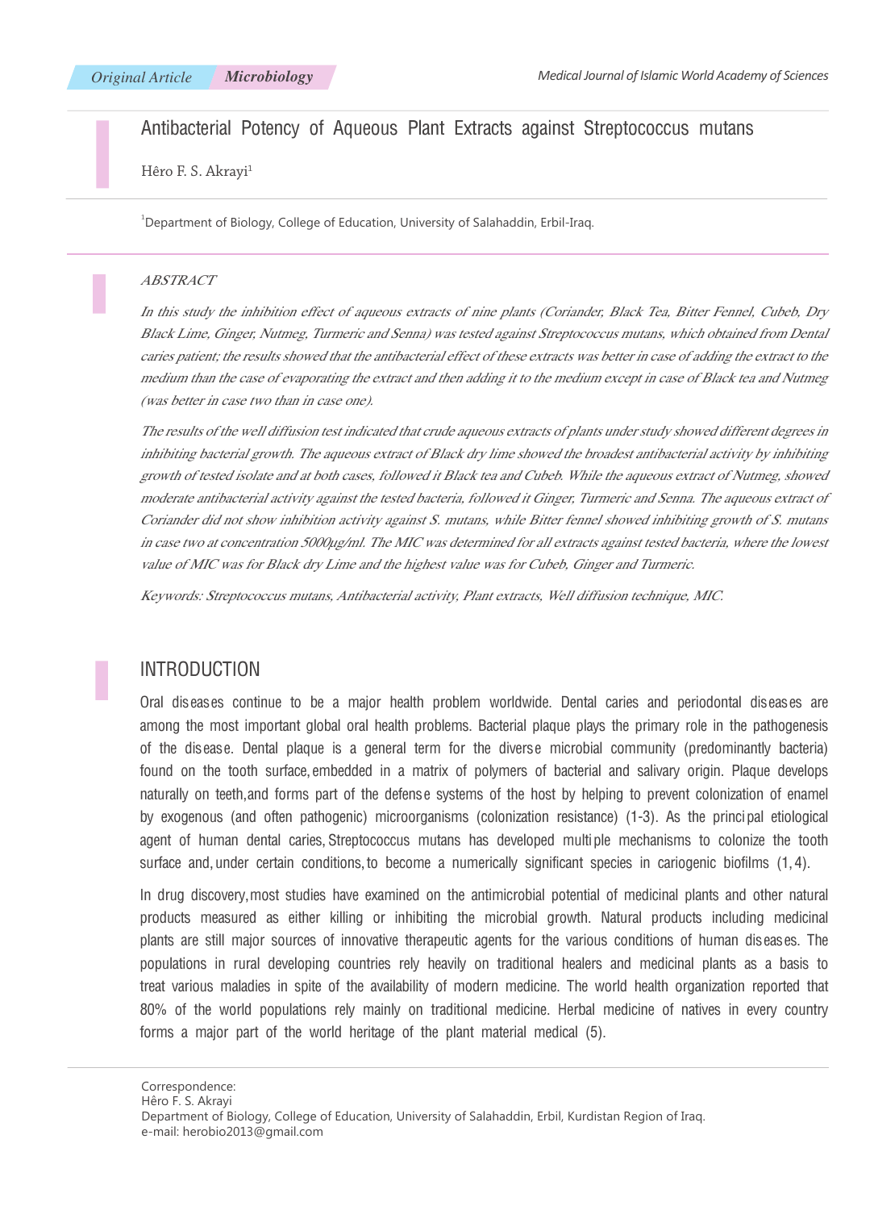Original Article | Microbiology

# Antibacterial Potency of Aqueous Plant Extracts against Streptococcus mutans

Hêro F. S. Akrayi[1]

[1]Department of Biology, College of Education, University of Salahaddin, Erbil-Iraq.

## ABSTRACT

*In this study the inhibition effect of aqueous extracts of nine plants (Coriander, Black Tea, Bitter Fennel, Cubeb, Dry Black Lime, Ginger, Nutmeg, Turmeric and Senna) was tested against Streptococcus mutans, which obtained from Dental caries patient; the results showed that the antibacterial effect of these extracts was better in case of adding the extract to the medium than the case of evaporating the extract and then adding it to the medium except in case of Black tea and Nutmeg (was better in case two than in case one).*

*The results of the well diffusion test indicated that crude aqueous extracts of plants under study showed different degrees in inhibiting bacterial growth. The aqueous extract of Black dry lime showed the broadest antibacterial activity by inhibiting growth of tested isolate and at both cases, followed it Black tea and Cubeb. While the aqueous extract of Nutmeg, showed moderate antibacterial activity against the tested bacteria, followed it Ginger, Turmeric and Senna. The aqueous extract of Coriander did not show inhibition activity against S. mutans, while Bitter fennel showed inhibiting growth of S. mutans in case two at concentration 5000μg/ml. The MIC was determined for all extracts against tested bacteria, where the lowest value of MIC was for Black dry Lime and the highest value was for Cubeb, Ginger and Turmeric.*

*Keywords: Streptococcus mutans, Antibacterial activity, Plant extracts, Well diffusion technique, MIC.*

## INTRODUCTION

Oral diseases continue to be a major health problem worldwide. Dental caries and periodontal diseases are among the most important global oral health problems. Bacterial plaque plays the primary role in the pathogenesis of the disease. Dental plaque is a general term for the diverse microbial community (predominantly bacteria) found on the tooth surface, embedded in a matrix of polymers of bacterial and salivary origin. Plaque develops naturally on teeth, and forms part of the defense systems of the host by helping to prevent colonization of enamel by exogenous (and often pathogenic) microorganisms (colonization resistance) (1-3). As the principal etiological agent of human dental caries, Streptococcus mutans has developed multiple mechanisms to colonize the tooth surface and, under certain conditions, to become a numerically significant species in cariogenic biofilms (1, 4).

In drug discovery, most studies have examined on the antimicrobial potential of medicinal plants and other natural products measured as either killing or inhibiting the microbial growth. Natural products including medicinal plants are still major sources of innovative therapeutic agents for the various conditions of human diseases. The populations in rural developing countries rely heavily on traditional healers and medicinal plants as a basis to treat various maladies in spite of the availability of modern medicine. The world health organization reported that 80% of the world populations rely mainly on traditional medicine. Herbal medicine of natives in every country forms a major part of the world heritage of the plant material medical (5).

Correspondence:
Hêro F. S. Akrayi
Department of Biology, College of Education, University of Salahaddin, Erbil, Kurdistan Region of Iraq.
e-mail: herobio2013@gmail.com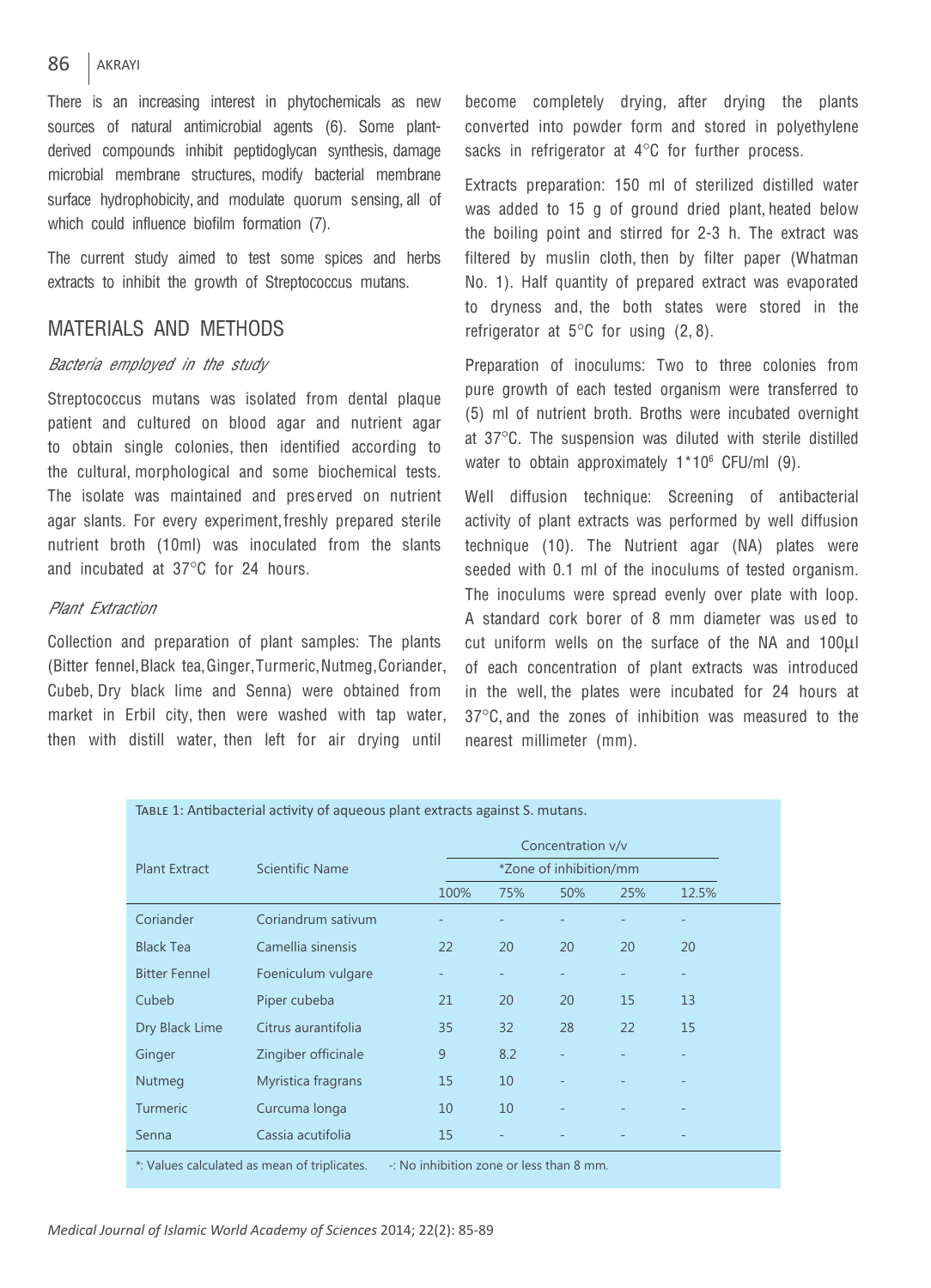There is an increasing interest in phytochemicals as new sources of natural antimicrobial agents (6). Some plant-derived compounds inhibit peptidoglycan synthesis, damage microbial membrane structures, modify bacterial membrane surface hydrophobicity, and modulate quorum sensing, all of which could influence biofilm formation (7).

The current study aimed to test some spices and herbs extracts to inhibit the growth of Streptococcus mutans.

## MATERIALS AND METHODS

### *Bacteria employed in the study*

Streptococcus mutans was isolated from dental plaque patient and cultured on blood agar and nutrient agar to obtain single colonies, then identified according to the cultural, morphological and some biochemical tests. The isolate was maintained and preserved on nutrient agar slants. For every experiment, freshly prepared sterile nutrient broth (10ml) was inoculated from the slants and incubated at 37°C for 24 hours.

### *Plant Extraction*

Collection and preparation of plant samples: The plants (Bitter fennel, Black tea, Ginger, Turmeric, Nutmeg, Coriander, Cubeb, Dry black lime and Senna) were obtained from market in Erbil city, then were washed with tap water, then with distill water, then left for air drying until become completely drying, after drying the plants converted into powder form and stored in polyethylene sacks in refrigerator at 4°C for further process.

Extracts preparation: 150 ml of sterilized distilled water was added to 15 g of ground dried plant, heated below the boiling point and stirred for 2-3 h. The extract was filtered by muslin cloth, then by filter paper (Whatman No. 1). Half quantity of prepared extract was evaporated to dryness and, the both states were stored in the refrigerator at 5°C for using (2, 8).

Preparation of inoculums: Two to three colonies from pure growth of each tested organism were transferred to (5) ml of nutrient broth. Broths were incubated overnight at 37°C. The suspension was diluted with sterile distilled water to obtain approximately $1*10^6$ CFU/ml (9).

Well diffusion technique: Screening of antibacterial activity of plant extracts was performed by well diffusion technique (10). The Nutrient agar (NA) plates were seeded with 0.1 ml of the inoculums of tested organism. The inoculums were spread evenly over plate with loop. A standard cork borer of 8 mm diameter was used to cut uniform wells on the surface of the NA and 100µl of each concentration of plant extracts was introduced in the well, the plates were incubated for 24 hours at 37°C, and the zones of inhibition was measured to the nearest millimeter (mm).

TABLE 1: Antibacterial activity of aqueous plant extracts against S. mutans.

| Plant Extract | Scientific Name | Concentration v/v *Zone of inhibition/mm | | | | |
|---|---|---|---|---|---|---|
| | | 100% | 75% | 50% | 25% | 12.5% |
| Coriander | Coriandrum sativum | - | - | - | - | - |
| Black Tea | Camellia sinensis | 22 | 20 | 20 | 20 | 20 |
| Bitter Fennel | Foeniculum vulgare | - | - | - | - | - |
| Cubeb | Piper cubeba | 21 | 20 | 20 | 15 | 13 |
| Dry Black Lime | Citrus aurantifolia | 35 | 32 | 28 | 22 | 15 |
| Ginger | Zingiber officinale | 9 | 8.2 | - | - | - |
| Nutmeg | Myristica fragrans | 15 | 10 | - | - | - |
| Turmeric | Curcuma longa | 10 | 10 | - | - | - |
| Senna | Cassia acutifolia | 15 | - | - | - | - |

*: Values calculated as mean of triplicates. -: No inhibition zone or less than 8 mm.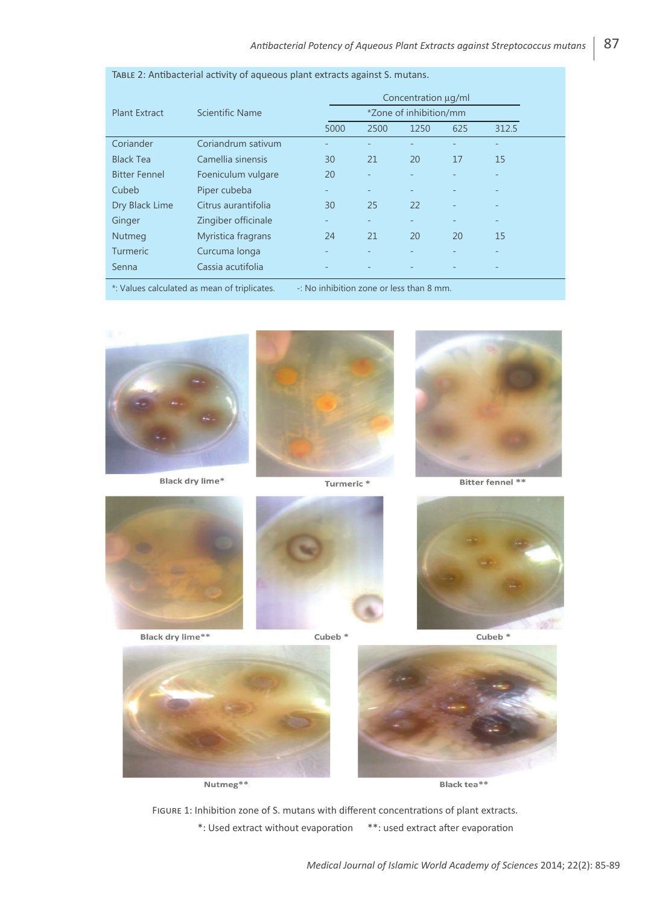TABLE 2: Antibacterial activity of aqueous plant extracts against S. mutans.

| Plant Extract | Scientific Name | Concentration µg/ml *Zone of inhibition/mm | | | | |
|---|---|---|---|---|---|---|
| | | 5000 | 2500 | 1250 | 625 | 312.5 |
| Coriander | Coriandrum sativum | - | - | - | - | - |
| Black Tea | Camellia sinensis | 30 | 21 | 20 | 17 | 15 |
| Bitter Fennel | Foeniculum vulgare | 20 | - | - | - | - |
| Cubeb | Piper cubeba | - | - | - | - | - |
| Dry Black Lime | Citrus aurantifolia | 30 | 25 | 22 | - | - |
| Ginger | Zingiber officinale | - | - | - | - | - |
| Nutmeg | Myristica fragrans | 24 | 21 | 20 | 20 | 15 |
| Turmeric | Curcuma longa | - | - | - | - | - |
| Senna | Cassia acutifolia | - | - | - | - | - |

*: Values calculated as mean of triplicates. -: No inhibition zone or less than 8 mm.

Black dry lime*

Turmeric *

Bitter fennel **

Black dry lime**

Cubeb *

Cubeb *

Nutmeg**

Black tea**

FIGURE 1: Inhibition zone of S. mutans with different concentrations of plant extracts.

*: Used extract without evaporation **: used extract after evaporation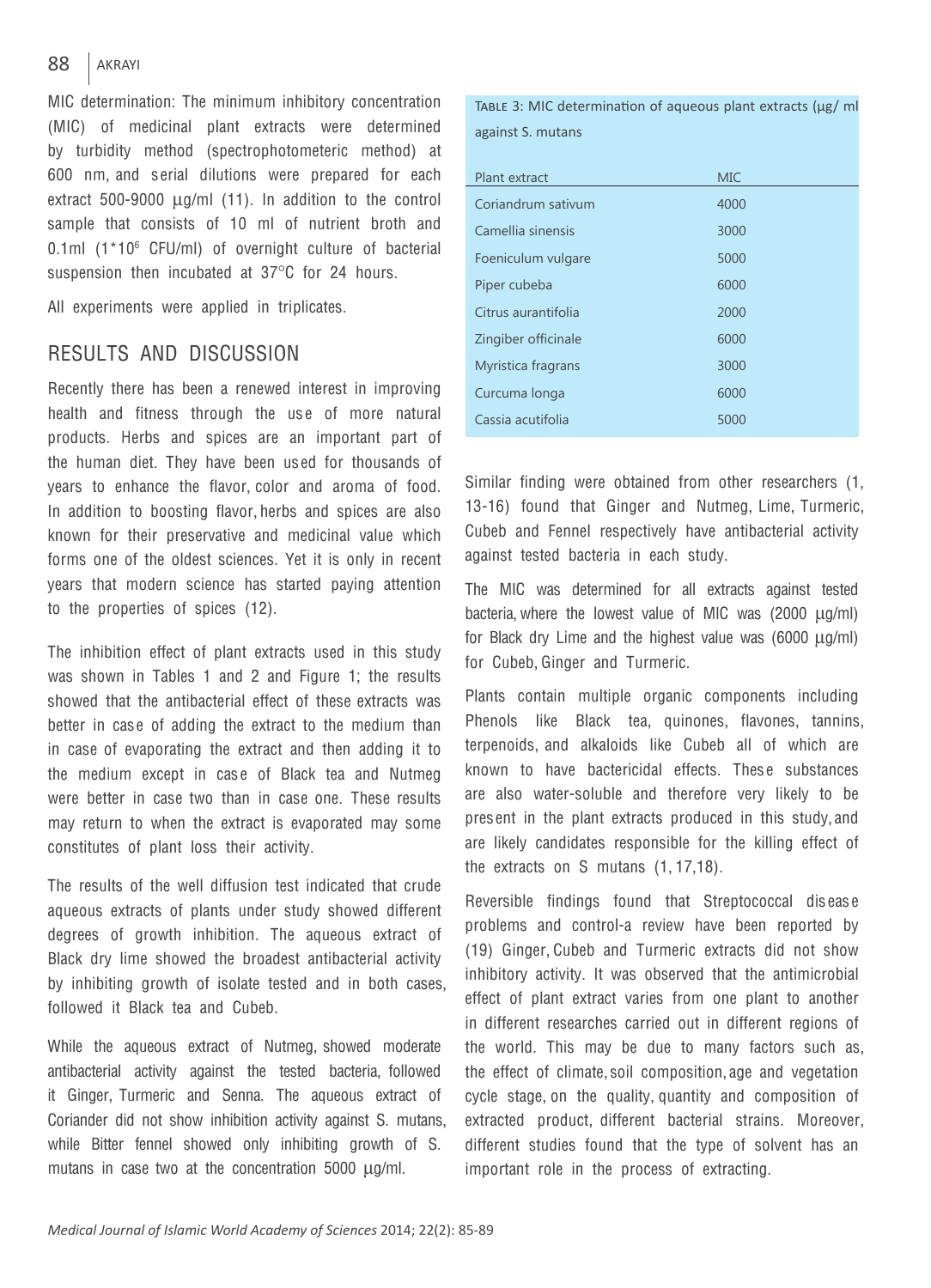MIC determination: The minimum inhibitory concentration (MIC) of medicinal plant extracts were determined by turbidity method (spectrophotometeric method) at 600 nm, and serial dilutions were prepared for each extract 500-9000 μg/ml (11). In addition to the control sample that consists of 10 ml of nutrient broth and 0.1ml ($1*10^6$ CFU/ml) of overnight culture of bacterial suspension then incubated at 37°C for 24 hours.

All experiments were applied in triplicates.

## RESULTS AND DISCUSSION

Recently there has been a renewed interest in improving health and fitness through the use of more natural products. Herbs and spices are an important part of the human diet. They have been used for thousands of years to enhance the flavor, color and aroma of food. In addition to boosting flavor, herbs and spices are also known for their preservative and medicinal value which forms one of the oldest sciences. Yet it is only in recent years that modern science has started paying attention to the properties of spices (12).

The inhibition effect of plant extracts used in this study was shown in Tables 1 and 2 and Figure 1; the results showed that the antibacterial effect of these extracts was better in case of adding the extract to the medium than in case of evaporating the extract and then adding it to the medium except in case of Black tea and Nutmeg were better in case two than in case one. These results may return to when the extract is evaporated may some constitutes of plant loss their activity.

The results of the well diffusion test indicated that crude aqueous extracts of plants under study showed different degrees of growth inhibition. The aqueous extract of Black dry lime showed the broadest antibacterial activity by inhibiting growth of isolate tested and in both cases, followed it Black tea and Cubeb.

While the aqueous extract of Nutmeg, showed moderate antibacterial activity against the tested bacteria, followed it Ginger, Turmeric and Senna. The aqueous extract of Coriander did not show inhibition activity against S. mutans, while Bitter fennel showed only inhibiting growth of S. mutans in case two at the concentration 5000 μg/ml.

Table 3: MIC determination of aqueous plant extracts (μg/ ml against S. mutans

| Plant extract | MIC |
|---|---|
| Coriandrum sativum | 4000 |
| Camellia sinensis | 3000 |
| Foeniculum vulgare | 5000 |
| Piper cubeba | 6000 |
| Citrus aurantifolia | 2000 |
| Zingiber officinale | 6000 |
| Myristica fragrans | 3000 |
| Curcuma longa | 6000 |
| Cassia acutifolia | 5000 |

Similar finding were obtained from other researchers (1, 13-16) found that Ginger and Nutmeg, Lime, Turmeric, Cubeb and Fennel respectively have antibacterial activity against tested bacteria in each study.

The MIC was determined for all extracts against tested bacteria, where the lowest value of MIC was (2000 μg/ml) for Black dry Lime and the highest value was (6000 μg/ml) for Cubeb, Ginger and Turmeric.

Plants contain multiple organic components including Phenols like Black tea, quinones, flavones, tannins, terpenoids, and alkaloids like Cubeb all of which are known to have bactericidal effects. These substances are also water-soluble and therefore very likely to be present in the plant extracts produced in this study, and are likely candidates responsible for the killing effect of the extracts on S mutans (1, 17,18).

Reversible findings found that Streptococcal disease problems and control-a review have been reported by (19) Ginger, Cubeb and Turmeric extracts did not show inhibitory activity. It was observed that the antimicrobial effect of plant extract varies from one plant to another in different researches carried out in different regions of the world. This may be due to many factors such as, the effect of climate, soil composition, age and vegetation cycle stage, on the quality, quantity and composition of extracted product, different bacterial strains. Moreover, different studies found that the type of solvent has an important role in the process of extracting.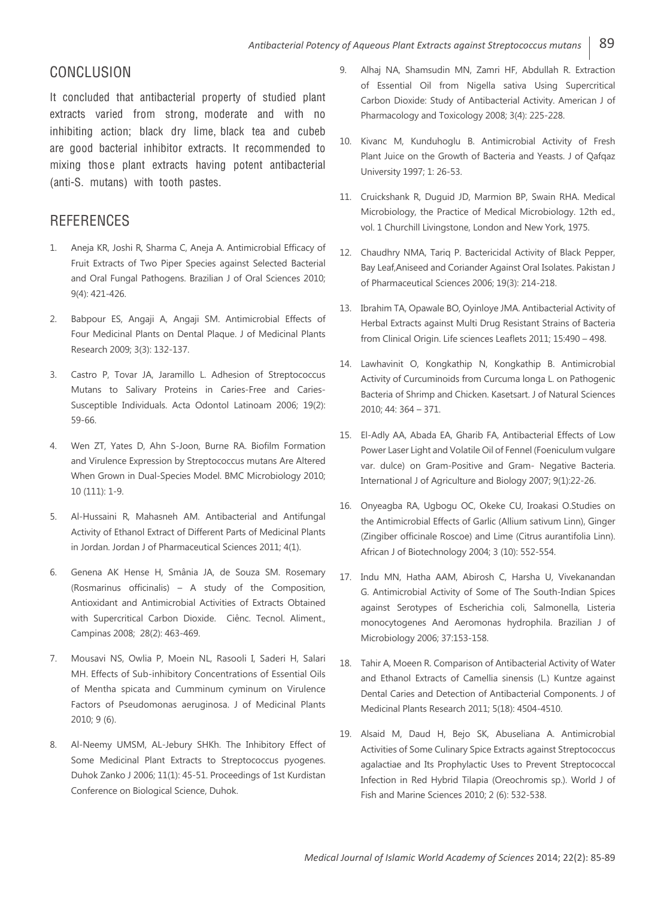## CONCLUSION

It concluded that antibacterial property of studied plant extracts varied from strong, moderate and with no inhibiting action; black dry lime, black tea and cubeb are good bacterial inhibitor extracts. It recommended to mixing those plant extracts having potent antibacterial (anti-S. mutans) with tooth pastes.

## REFERENCES

1. Aneja KR, Joshi R, Sharma C, Aneja A. Antimicrobial Efficacy of Fruit Extracts of Two Piper Species against Selected Bacterial and Oral Fungal Pathogens. Brazilian J of Oral Sciences 2010; 9(4): 421-426.

2. Babpour ES, Angaji A, Angaji SM. Antimicrobial Effects of Four Medicinal Plants on Dental Plaque. J of Medicinal Plants Research 2009; 3(3): 132-137.

3. Castro P, Tovar JA, Jaramillo L. Adhesion of Streptococcus Mutans to Salivary Proteins in Caries-Free and Caries-Susceptible Individuals. Acta Odontol Latinoam 2006; 19(2): 59-66.

4. Wen ZT, Yates D, Ahn S-Joon, Burne RA. Biofilm Formation and Virulence Expression by Streptococcus mutans Are Altered When Grown in Dual-Species Model. BMC Microbiology 2010; 10 (111): 1-9.

5. Al-Hussaini R, Mahasneh AM. Antibacterial and Antifungal Activity of Ethanol Extract of Different Parts of Medicinal Plants in Jordan. Jordan J of Pharmaceutical Sciences 2011; 4(1).

6. Genena AK Hense H, Smânia JA, de Souza SM. Rosemary (Rosmarinus officinalis) – A study of the Composition, Antioxidant and Antimicrobial Activities of Extracts Obtained with Supercritical Carbon Dioxide. Ciênc. Tecnol. Aliment., Campinas 2008; 28(2): 463-469.

7. Mousavi NS, Owlia P, Moein NL, Rasooli I, Saderi H, Salari MH. Effects of Sub-inhibitory Concentrations of Essential Oils of Mentha spicata and Cumminum cyminum on Virulence Factors of Pseudomonas aeruginosa. J of Medicinal Plants 2010; 9 (6).

8. Al-Neemy UMSM, AL-Jebury SHKh. The Inhibitory Effect of Some Medicinal Plant Extracts to Streptococcus pyogenes. Duhok Zanko J 2006; 11(1): 45-51. Proceedings of 1st Kurdistan Conference on Biological Science, Duhok.

9. Alhaj NA, Shamsudin MN, Zamri HF, Abdullah R. Extraction of Essential Oil from Nigella sativa Using Supercritical Carbon Dioxide: Study of Antibacterial Activity. American J of Pharmacology and Toxicology 2008; 3(4): 225-228.

10. Kivanc M, Kunduhoglu B. Antimicrobial Activity of Fresh Plant Juice on the Growth of Bacteria and Yeasts. J of Qafqaz University 1997; 1: 26-53.

11. Cruickshank R, Duguid JD, Marmion BP, Swain RHA. Medical Microbiology, the Practice of Medical Microbiology. 12th ed., vol. 1 Churchill Livingstone, London and New York, 1975.

12. Chaudhry NMA, Tariq P. Bactericidal Activity of Black Pepper, Bay Leaf,Aniseed and Coriander Against Oral Isolates. Pakistan J of Pharmaceutical Sciences 2006; 19(3): 214-218.

13. Ibrahim TA, Opawale BO, Oyinloye JMA. Antibacterial Activity of Herbal Extracts against Multi Drug Resistant Strains of Bacteria from Clinical Origin. Life sciences Leaflets 2011; 15:490 – 498.

14. Lawhavinit O, Kongkathip N, Kongkathip B. Antimicrobial Activity of Curcuminoids from Curcuma longa L. on Pathogenic Bacteria of Shrimp and Chicken. Kasetsart. J of Natural Sciences 2010; 44: 364 – 371.

15. El-Adly AA, Abada EA, Gharib FA, Antibacterial Effects of Low Power Laser Light and Volatile Oil of Fennel (Foeniculum vulgare var. dulce) on Gram-Positive and Gram- Negative Bacteria. International J of Agriculture and Biology 2007; 9(1):22-26.

16. Onyeagba RA, Ugbogu OC, Okeke CU, Iroakasi O.Studies on the Antimicrobial Effects of Garlic (Allium sativum Linn), Ginger (Zingiber officinale Roscoe) and Lime (Citrus aurantifolia Linn). African J of Biotechnology 2004; 3 (10): 552-554.

17. Indu MN, Hatha AAM, Abirosh C, Harsha U, Vivekanandan G. Antimicrobial Activity of Some of The South-Indian Spices against Serotypes of Escherichia coli, Salmonella, Listeria monocytogenes And Aeromonas hydrophila. Brazilian J of Microbiology 2006; 37:153-158.

18. Tahir A, Moeen R. Comparison of Antibacterial Activity of Water and Ethanol Extracts of Camellia sinensis (L.) Kuntze against Dental Caries and Detection of Antibacterial Components. J of Medicinal Plants Research 2011; 5(18): 4504-4510.

19. Alsaid M, Daud H, Bejo SK, Abuseliana A. Antimicrobial Activities of Some Culinary Spice Extracts against Streptococcus agalactiae and Its Prophylactic Uses to Prevent Streptococcal Infection in Red Hybrid Tilapia (Oreochromis sp.). World J of Fish and Marine Sciences 2010; 2 (6): 532-538.